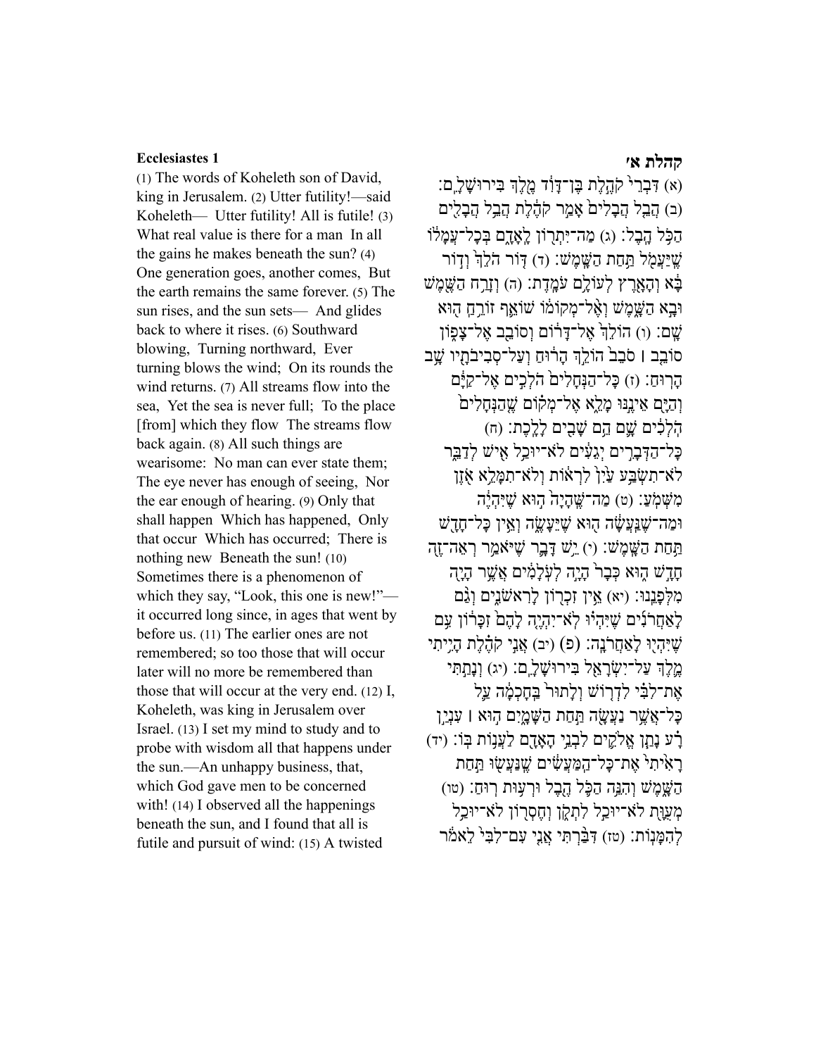## Ecclesiastes 1

(1) The words of Koheleth son of David, king in Jerusalem. (2) Utter futility!—said Koheleth— Utter futility! All is futile! (3) What real value is there for a man In all the gains he makes beneath the sun? (4) One generation goes, another comes, But the earth remains the same forever. (5) The sun rises, and the sun sets— And glides back to where it rises. (6) Southward blowing, Turning northward, Ever turning blows the wind; On its rounds the wind returns. (7) All streams flow into the sea, Yet the sea is never full; To the place [from] which they flow The streams flow back again. (8) All such things are wearisome: No man can ever state them; The eye never has enough of seeing, Nor the ear enough of hearing. (9) Only that shall happen Which has happened, Only that occur Which has occurred; There is nothing new Beneath the sun! (10) Sometimes there is a phenomenon of which they say, "Look, this one is new!"—it occurred long since, in ages that went by before us. (11) The earlier ones are not remembered; so too those that will occur later will no more be remembered than those that will occur at the very end. (12) I, Koheleth, was king in Jerusalem over Israel. (13) I set my mind to study and to probe with wisdom all that happens under the sun.—An unhappy business, that, which God gave men to be concerned with! (14) I observed all the happenings beneath the sun, and I found that all is futile and pursuit of wind: (15) A twisted

## קהלת א׳

(א) דִּבְרֵי֙ קֹהֶ֣לֶת בֶּן־דָּוִ֔ד מֶ֖לֶךְ בִּירוּשָׁלִָֽם׃ (ב) הֲבֵ֤ל הֲבָלִים֙ אָמַ֣ר קֹהֶ֔לֶת הֲבֵ֥ל הֲבָלִ֖ים הַכֹּ֥ל הָֽבֶל׃ (ג) מַה־יִּתְר֖וֹן לָֽאָדָ֑ם בְּכָל־עֲמָל֔וֹ שֶׁיַּעֲמֹ֖ל תַּ֥חַת הַשָּֽׁמֶשׁ׃ (ד) דּ֤וֹר הֹלֵךְ֙ וְד֣וֹר בָּ֔א וְהָאָ֖רֶץ לְעוֹלָ֥ם עֹמָֽדֶת׃ (ה) וְזָרַ֥ח הַשֶּׁ֖מֶשׁ וּבָ֣א הַשָּׁ֑מֶשׁ וְאֶ֨ל־מְקוֹמ֔וֹ שׁוֹאֵ֛ף זוֹרֵ֥חַ ה֖וּא שָֽׁם׃ (ו) הוֹלֵךְ֙ אֶל־דָּר֔וֹם וְסוֹבֵ֖ב אֶל־צָפ֑וֹן סוֹבֵ֤ב ׀ סֹבֵב֙ הוֹלֵ֣ךְ הָר֔וּחַ וְעַל־סְבִיבֹתָ֖יו שָׁ֥ב הָרֽוּחַ׃ (ז) כָּל־הַנְּחָלִים֙ הֹלְכִ֣ים אֶל־הַיָּ֔ם וְהַיָּ֖ם אֵינֶ֣נּוּ מָלֵ֑א אֶל־מְק֗וֹם שֶׁ֤הַנְּחָלִים֙ הֹֽלְכִ֔ים שָׁ֛ם הֵ֥ם שָׁבִ֖ים לָלָֽכֶת׃ (ח) כָּל־הַדְּבָרִ֣ים יְגֵעִ֔ים לֹא־יוּכַ֥ל אִ֖ישׁ לְדַבֵּ֑ר לֹא־תִשְׂבַּ֥ע עַ֙יִן֙ לִרְא֔וֹת וְלֹא־תִמָּלֵ֥א אֹ֖זֶן מִשְּׁמֹֽעַ׃ (ט) מַה־שֶּֽׁהָיָה֙ ה֣וּא שֶׁיִּהְיֶ֔ה וּמַה־שֶּׁנַּֽעֲשָׂ֔ה ה֖וּא שֶׁיֵּעָשֶׂ֑ה וְאֵ֥ין כָּל־חָדָ֖שׁ תַּ֥חַת הַשָּֽׁמֶשׁ׃ (י) יֵ֥שׁ דָּבָ֛ר שֶׁיֹּאמַ֥ר רְאֵה־זֶ֖ה חָדָ֣שׁ ה֑וּא כְּבָר֙ הָיָ֣ה לְעֹֽלָמִ֔ים אֲשֶׁ֥ר הָיָ֖ה מִלְּפָנֵֽנוּ׃ (יא) אֵ֥ין זִכְר֖וֹן לָרִאשֹׁנִ֑ים וְגַ֨ם לָאַחֲרֹנִ֜ים שֶׁיִּהְי֗וּ לֹא־יִהְיֶ֤ה לָהֶם֙ זִכָּר֔וֹן עִ֥ם שֶׁיִּהְי֖וּ לָאַחֲרֹנָֽה׃ (פ) (יב) אֲנִ֣י קֹהֶ֗לֶת הָיִ֥יתִי מֶ֛לֶךְ עַל־יִשְׂרָאֵ֖ל בִּירוּשָׁלִָֽם׃ (יג) וְנָתַ֣תִּי אֶת־לִבִּ֗י לִדְר֤וֹשׁ וְלָתוּר֙ בַּֽחָכְמָ֔ה עַ֛ל כָּל־אֲשֶׁ֥ר נַעֲשָׂ֖ה תַּ֣חַת הַשָּׁמָ֑יִם ה֣וּא ׀ עִנְיַ֣ן רָ֗ע נָתַ֧ן אֱלֹהִ֛ים לִבְנֵ֥י הָאָדָ֖ם לַעֲנ֥וֹת בּֽוֹ׃ (יד) רָאִ֙יתִי֙ אֶת־כָּל־הַֽמַּעֲשִׂ֔ים שֶׁנַּֽעֲשׂ֖וּ תַּ֣חַת הַשָּׁ֑מֶשׁ וְהִנֵּ֥ה הַכֹּ֛ל הֶ֖בֶל וּרְע֥וּת רֽוּחַ׃ (טו) מְעֻוָּ֖ת לֹא־יוּכַ֣ל לִתְקֹ֑ן וְחֶסְר֖וֹן לֹא־יוּכַ֥ל לְהִמָּנֽוֹת׃ (טז) דִּבַּ֨רְתִּי אֲנִ֤י עִם־לִבִּי֙ לֵאמֹ֔ר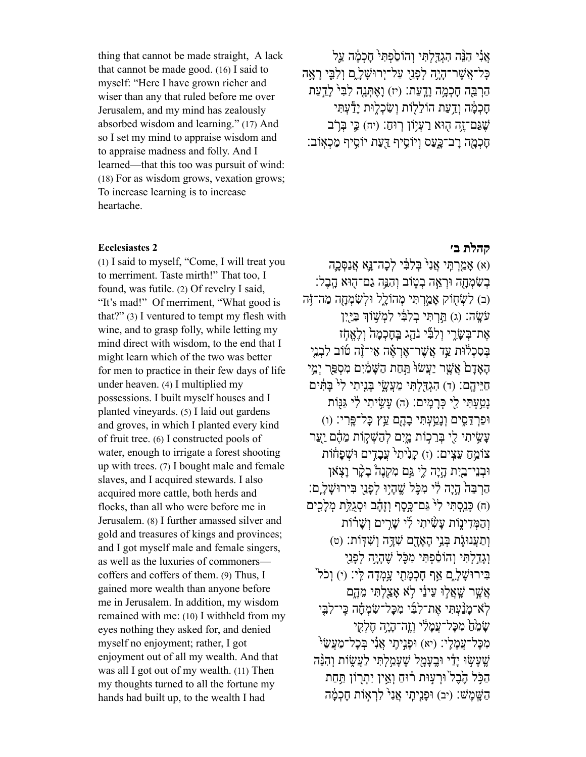thing that cannot be made straight, A lack that cannot be made good. (16) I said to myself: "Here I have grown richer and wiser than any that ruled before me over Jerusalem, and my mind has zealously absorbed wisdom and learning." (17) And so I set my mind to appraise wisdom and to appraise madness and folly. And I learned—that this too was pursuit of wind: (18) For as wisdom grows, vexation grows; To increase learning is to increase heartache.

אֲנִ֗י הִנֵּ֨ה הִגְדַּ֤לְתִּי וְהוֹסַ֙פְתִּי֙ חָכְמָ֔ה עַ֛ל כָּל־אֲשֶׁר־הָיָ֥ה לְפָנַ֖י עַל־יְרוּשָׁלָ֑͏ִם וְלִבִּ֛י רָאָ֥ה הַרְבֵּ֖ה חָכְמָ֥ה וָדָֽעַת׃ (יז) וָאֶתְּנָ֤ה לִבִּי֙ לָדַ֣עַת חָכְמָ֔ה וְדַ֥עַת הוֹלֵל֖וֹת וְשִׂכְל֑וּת יָדַ֕עְתִּי שֶׁגַּם־זֶ֥ה ה֖וּא רַעְי֥וֹן רֽוּחַ׃ (יח) כִּ֛י בְּרֹ֥ב חָכְמָ֖ה רָב־כָּ֑עַס וְיוֹסִ֥יף דַּ֖עַת יוֹסִ֥יף מַכְאֽוֹב׃

**Ecclesiastes 2**

(1) I said to myself, "Come, I will treat you to merriment. Taste mirth!" That too, I found, was futile. (2) Of revelry I said, "It's mad!" Of merriment, "What good is that?" (3) I ventured to tempt my flesh with wine, and to grasp folly, while letting my mind direct with wisdom, to the end that I might learn which of the two was better for men to practice in their few days of life under heaven. (4) I multiplied my possessions. I built myself houses and I planted vineyards. (5) I laid out gardens and groves, in which I planted every kind of fruit tree. (6) I constructed pools of water, enough to irrigate a forest shooting up with trees. (7) I bought male and female slaves, and I acquired stewards. I also acquired more cattle, both herds and flocks, than all who were before me in Jerusalem. (8) I further amassed silver and gold and treasures of kings and provinces; and I got myself male and female singers, as well as the luxuries of commoners—coffers and coffers of them. (9) Thus, I gained more wealth than anyone before me in Jerusalem. In addition, my wisdom remained with me: (10) I withheld from my eyes nothing they asked for, and denied myself no enjoyment; rather, I got enjoyment out of all my wealth. And that was all I got out of my wealth. (11) Then my thoughts turned to all the fortune my hands had built up, to the wealth I had

**קהלת ב׳**

(א) אָמַ֤רְתִּֽי אֲנִי֙ בְּלִבִּ֔י לְכָה־נָּ֛א אֲנַסְּכָ֥ה בְשִׂמְחָ֖ה וּרְאֵ֣ה בְט֑וֹב וְהִנֵּ֥ה גַם־ה֖וּא הָֽבֶל׃ (ב) לִשְׂח֖וֹק אָמַ֣רְתִּי מְהוֹלָ֑ל וּלְשִׂמְחָ֖ה מַה־זֹּ֥ה עֹשָֽׂה׃ (ג) תַּ֣רְתִּי בְלִבִּ֔י לִמְשׁ֥וֹךְ בַּיַּ֖יִן אֶת־בְּשָׂרִ֑י וְלִבִּ֞י נֹהֵ֣ג בַּֽחָכְמָ֗ה וְלֶאֱחֹ֣ז בְּסִכְל֔וּת עַ֣ד אֲשֶׁר־אֶרְאֶ֗ה אֵי־זֶ֨ה ט֜וֹב לִבְנֵ֣י הָאָדָ֗ם אֲשֶׁ֤ר יַעֲשׂוּ֙ תַּ֣חַת הַשָּׁמַ֔יִם מִסְפַּ֖ר יְמֵ֥י חַיֵּיהֶֽם׃ (ד) הִגְדַּ֖לְתִּי מַעֲשָׂ֑י בָּנִ֤יתִי לִי֙ בָּתִּ֔ים נָטַ֥עְתִּי לִ֖י כְּרָמִֽים׃ (ה) עָשִׂ֣יתִי לִ֔י גַּנּ֖וֹת וּפַרְדֵּסִ֑ים וְנָטַ֥עְתִּי בָהֶ֖ם עֵ֥ץ כָּל־פֶּֽרִי׃ (ו) עָשִׂ֥יתִי לִ֖י בְּרֵכ֣וֹת מָ֑יִם לְהַשְׁק֣וֹת מֵהֶ֔ם יַ֖עַר צוֹמֵ֥חַ עֵצִֽים׃ (ז) קָנִ֙יתִי֙ עֲבָדִ֣ים וּשְׁפָח֔וֹת וּבְנֵי־בַ֖יִת הָ֣יָה לִ֑י גַּ֣ם מִקְנֶה֩ בָקָ֨ר וָצֹ֤אן הַרְבֵּה֙ הָ֣יָה לִ֔י מִכֹּ֥ל שֶֽׁהָי֖וּ לְפָנַ֥י בִּירוּשָׁלָֽ͏ִם׃ (ח) כָּנַ֤סְתִּי לִי֙ גַּם־כֶּ֣סֶף וְזָהָ֔ב וּסְגֻלַּ֥ת מְלָכִ֖ים וְהַמְּדִינ֑וֹת עָשִׂ֨יתִי לִ֜י שָׁרִ֣ים וְשָׁר֗וֹת וְתַעֲנוּגֹ֛ת בְּנֵ֥י הָאָדָ֖ם שִׁדָּ֥ה וְשִׁדּֽוֹת׃ (ט) וְגָדַ֣לְתִּי וְהוֹסַ֔פְתִּי מִכֹּ֥ל שֶׁהָיָ֖ה לְפָנַ֣י בִּירוּשָׁלָ֑͏ִם אַ֥ף חָכְמָתִ֖י עָ֥מְדָה לִּֽי׃ (י) וְכֹל֙ אֲשֶׁ֤ר שָֽׁאֲלוּ֙ עֵינַ֔י לֹ֥א אָצַ֖לְתִּי מֵהֶ֑ם לֹֽא־מָנַ֨עְתִּי אֶת־לִבִּ֜י מִכָּל־שִׂמְחָ֗ה כִּֽי־לִבִּ֤י שָׂמֵ֙חַ֙ מִכָּל־עֲמָלִ֔י וְזֶֽה־הָיָ֥ה חֶלְקִ֖י מִכָּל־עֲמָלִֽי׃ (יא) וּפָנִ֣יתִֽי אֲנִ֗י בְּכָל־מַעֲשַׂי֙ שֶׁעָשׂ֣וּ יָדַ֔י וּבֶֽעָמָ֖ל שֶׁעָמַ֣לְתִּי לַעֲשׂ֑וֹת וְהִנֵּ֨ה הַכֹּ֥ל הֶ֙בֶל֙ וּרְע֣וּת ר֔וּחַ וְאֵ֥ין יִתְר֖וֹן תַּ֥חַת הַשָּֽׁמֶשׁ׃ (יב) וּפָנִ֤יתִֽי אֲנִי֙ לִרְא֣וֹת חָכְמָ֔ה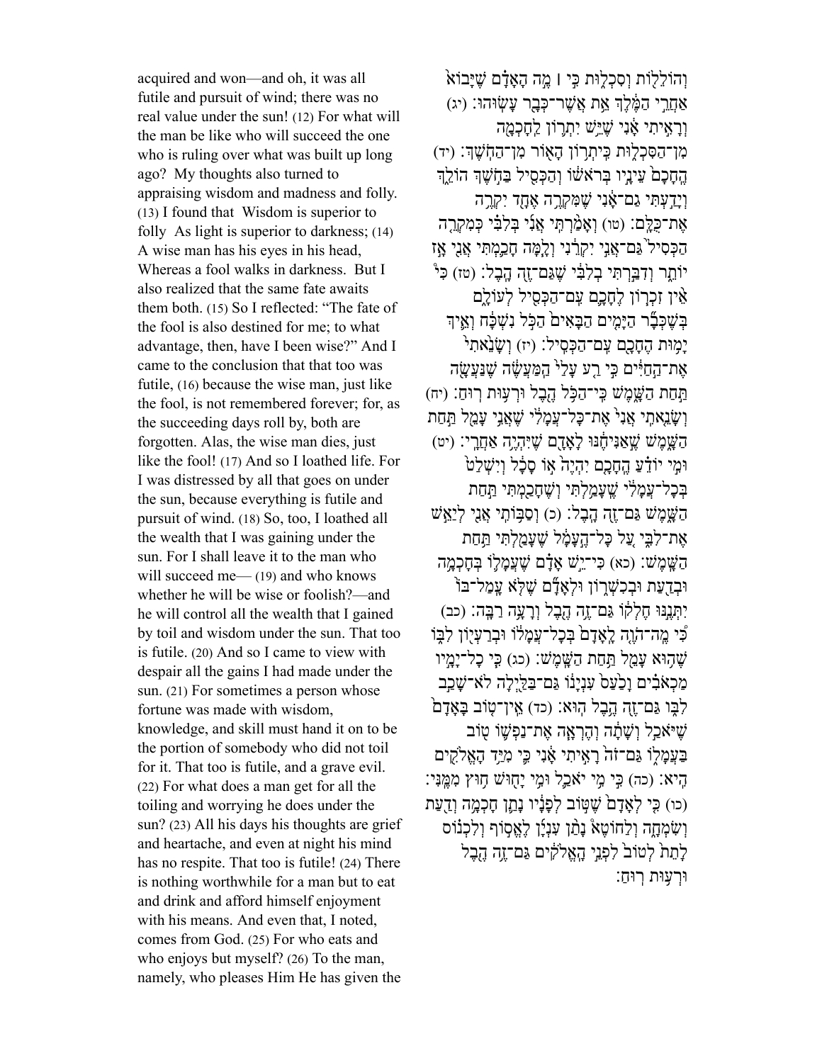acquired and won—and oh, it was all futile and pursuit of wind; there was no real value under the sun! (12) For what will the man be like who will succeed the one who is ruling over what was built up long ago? My thoughts also turned to appraising wisdom and madness and folly. (13) I found that Wisdom is superior to folly As light is superior to darkness; (14) A wise man has his eyes in his head, Whereas a fool walks in darkness. But I also realized that the same fate awaits them both. (15) So I reflected: "The fate of the fool is also destined for me; to what advantage, then, have I been wise?" And I came to the conclusion that that too was futile, (16) because the wise man, just like the fool, is not remembered forever; for, as the succeeding days roll by, both are forgotten. Alas, the wise man dies, just like the fool! (17) And so I loathed life. For I was distressed by all that goes on under the sun, because everything is futile and pursuit of wind. (18) So, too, I loathed all the wealth that I was gaining under the sun. For I shall leave it to the man who will succeed me— (19) and who knows whether he will be wise or foolish?—and he will control all the wealth that I gained by toil and wisdom under the sun. That too is futile. (20) And so I came to view with despair all the gains I had made under the sun. (21) For sometimes a person whose fortune was made with wisdom, knowledge, and skill must hand it on to be the portion of somebody who did not toil for it. That too is futile, and a grave evil. (22) For what does a man get for all the toiling and worrying he does under the sun? (23) All his days his thoughts are grief and heartache, and even at night his mind has no respite. That too is futile! (24) There is nothing worthwhile for a man but to eat and drink and afford himself enjoyment with his means. And even that, I noted, comes from God. (25) For who eats and who enjoys but myself? (26) To the man, namely, who pleases Him He has given the

וְהוֹלֵלוֹת וְסִכְלוּת כִּי ׀ מֶה הָאָדָם שֶׁיָּבוֹא אַחֲרֵי הַמֶּלֶךְ אֵת אֲשֶׁר־כְּבָר עָשׂוּהוּ׃ (יג) וְרָאִיתִי אָנִי שֶׁיֵּשׁ יִתְרוֹן לַחָכְמָה מִן־הַסִּכְלוּת כִּיתְרוֹן הָאוֹר מִן־הַחֹשֶׁךְ׃ (יד) הֶחָכָם עֵינָיו בְּרֹאשׁוֹ וְהַכְּסִיל בַּחֹשֶׁךְ הוֹלֵךְ וְיָדַעְתִּי גַם־אָנִי שֶׁמִּקְרֶה אֶחָד יִקְרֶה אֶת־כֻּלָּם׃ (טו) וְאָמַרְתִּי אֲנִי בְּלִבִּי כְּמִקְרֵה הַכְּסִיל גַּם־אֲנִי יִקְרֵנִי וְלָמָּה חָכַמְתִּי אֲנִי אָז יוֹתֵר וְדִבַּרְתִּי בְלִבִּי שֶׁגַּם־זֶה הָבֶל׃ (טז) כִּי אֵין זִכְרוֹן לֶחָכָם עִם־הַכְּסִיל לְעוֹלָם בְּשֶׁכְּבָר הַיָּמִים הַבָּאִים הַכֹּל נִשְׁכָּח וְאֵיךְ יָמוּת הֶחָכָם עִם־הַכְּסִיל׃ (יז) וְשָׂנֵאתִי אֶת־הַחַיִּים כִּי רַע עָלַי הַמַּעֲשֶׂה שֶׁנַּעֲשָׂה תַּחַת הַשָּׁמֶשׁ כִּי־הַכֹּל הֶבֶל וּרְעוּת רוּחַ׃ (יח) וְשָׂנֵאתִי אֲנִי אֶת־כָּל־עֲמָלִי שֶׁאֲנִי עָמֵל תַּחַת הַשָּׁמֶשׁ שֶׁאַנִּיחֶנּוּ לָאָדָם שֶׁיִּהְיֶה אַחֲרָי׃ (יט) וּמִי יוֹדֵעַ הֶחָכָם יִהְיֶה אוֹ סָכָל וְיִשְׁלַט בְּכָל־עֲמָלִי שֶׁעָמַלְתִּי וְשֶׁחָכַמְתִּי תַּחַת הַשָּׁמֶשׁ גַּם־זֶה הָבֶל׃ (כ) וְסַבּוֹתִי אֲנִי לְיַאֵשׁ אֶת־לִבִּי עַל כָּל־הֶעָמָל שֶׁעָמַלְתִּי תַּחַת הַשָּׁמֶשׁ׃ (כא) כִּי־יֵשׁ אָדָם שֶׁעֲמָלוֹ בְּחָכְמָה וּבְדַעַת וּבְכִשְׁרוֹן וּלְאָדָם שֶׁלֹּא עָמַל־בּוֹ יִתְּנֶנּוּ חֶלְקוֹ גַּם־זֶה הֶבֶל וְרָעָה רַבָּה׃ (כב) כִּי מֶה־הֹוֶה לָאָדָם בְּכָל־עֲמָלוֹ וּבְרַעְיוֹן לִבּוֹ שֶׁהוּא עָמֵל תַּחַת הַשָּׁמֶשׁ׃ (כג) כִּי כָל־יָמָיו מַכְאֹבִים וָכַעַס עִנְיָנוֹ גַּם־בַּלַּיְלָה לֹא־שָׁכַב לִבּוֹ גַּם־זֶה הֶבֶל הוּא׃ (כד) אֵין־טוֹב בָּאָדָם שֶׁיֹּאכַל וְשָׁתָה וְהֶרְאָה אֶת־נַפְשׁוֹ טוֹב בַּעֲמָלוֹ גַּם־זֹה רָאִיתִי אָנִי כִּי מִיַּד הָאֱלֹהִים הִיא׃ (כה) כִּי מִי יֹאכַל וּמִי יָחוּשׁ חוּץ מִמֶּנִּי׃ (כו) כִּי לְאָדָם שֶׁטּוֹב לְפָנָיו נָתַן חָכְמָה וְדַעַת וְשִׂמְחָה וְלַחוֹטֶא נָתַן עִנְיָן לֶאֱסוֹף וְלִכְנוֹס לָתֵת לְטוֹב לִפְנֵי הָאֱלֹהִים גַּם־זֶה הֶבֶל וּרְעוּת רוּחַ׃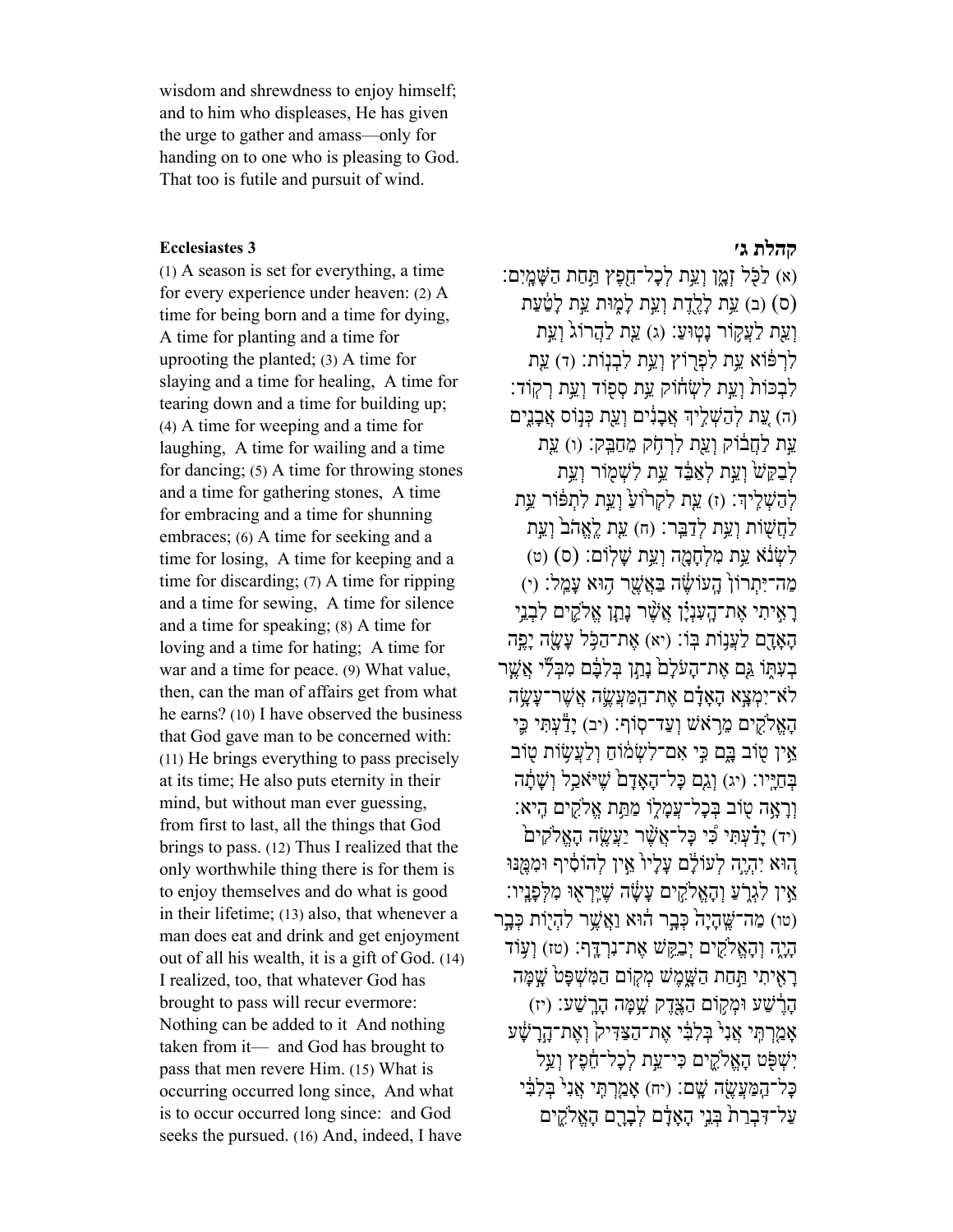wisdom and shrewdness to enjoy himself; and to him who displeases, He has given the urge to gather and amass—only for handing on to one who is pleasing to God. That too is futile and pursuit of wind.

**Ecclesiastes 3**

(1) A season is set for everything, a time for every experience under heaven: (2) A time for being born and a time for dying, A time for planting and a time for uprooting the planted; (3) A time for slaying and a time for healing, A time for tearing down and a time for building up; (4) A time for weeping and a time for laughing, A time for wailing and a time for dancing; (5) A time for throwing stones and a time for gathering stones, A time for embracing and a time for shunning embraces; (6) A time for seeking and a time for losing, A time for keeping and a time for discarding; (7) A time for ripping and a time for sewing, A time for silence and a time for speaking; (8) A time for loving and a time for hating; A time for war and a time for peace. (9) What value, then, can the man of affairs get from what he earns? (10) I have observed the business that God gave man to be concerned with: (11) He brings everything to pass precisely at its time; He also puts eternity in their mind, but without man ever guessing, from first to last, all the things that God brings to pass. (12) Thus I realized that the only worthwhile thing there is for them is to enjoy themselves and do what is good in their lifetime; (13) also, that whenever a man does eat and drink and get enjoyment out of all his wealth, it is a gift of God. (14) I realized, too, that whatever God has brought to pass will recur evermore: Nothing can be added to it And nothing taken from it— and God has brought to pass that men revere Him. (15) What is occurring occurred long since, And what is to occur occurred long since: and God seeks the pursued. (16) And, indeed, I have

**קהלת ג׳**

(א) לַכֹּ֖ל זְמָ֑ן וְעֵ֥ת לְכָל־חֵ֖פֶץ תַּ֥חַת הַשָּׁמָֽיִם׃ (ס) (ב) עֵ֥ת לָלֶ֖דֶת וְעֵ֣ת לָמ֑וּת עֵ֣ת לָטַ֔עַת וְעֵ֖ת לַעֲק֥וֹר נָטֽוּעַ׃ (ג) עֵ֤ת לַהֲרוֹג֙ וְעֵ֣ת לִרְפּ֔וֹא עֵ֥ת לִפְר֖וֹץ וְעֵ֥ת לִבְנֽוֹת׃ (ד) עֵ֤ת לִבְכּוֹת֙ וְעֵ֣ת לִשְׂח֔וֹק עֵ֥ת סְפ֖וֹד וְעֵ֥ת רְקֽוֹד׃ (ה) עֵ֚ת לְהַשְׁלִ֣יךְ אֲבָנִ֔ים וְעֵ֖ת כְּנ֣וֹס אֲבָנִ֑ים עֵ֣ת לַחֲב֔וֹק וְעֵ֖ת לִרְחֹ֥ק מֵחַבֵּֽק׃ (ו) עֵ֤ת לְבַקֵּשׁ֙ וְעֵ֣ת לְאַבֵּ֔ד עֵ֥ת לִשְׁמ֖וֹר וְעֵ֥ת לְהַשְׁלִֽיךְ׃ (ז) עֵ֤ת לִקְר֙וֹעַ֙ וְעֵ֣ת לִתְפּ֔וֹר עֵ֥ת לַחֲשׁ֖וֹת וְעֵ֥ת לְדַבֵּֽר׃ (ח) עֵ֤ת לֶֽאֱהֹב֙ וְעֵ֣ת לִשְׂנֹ֔א עֵ֥ת מִלְחָמָ֖ה וְעֵ֥ת שָׁלֽוֹם׃ (ס) (ט) מַה־יִּתְרוֹן֙ הָֽעוֹשֶׂ֔ה בַּאֲשֶׁ֖ר ה֥וּא עָמֵֽל׃ (י) רָאִ֣יתִי אֶת־הָעִנְיָ֗ן אֲשֶׁ֨ר נָתַ֧ן אֱלֹקִ֛ים לִבְנֵ֥י הָאָדָ֖ם לַעֲנ֥וֹת בּֽוֹ׃ (יא) אֶת־הַכֹּ֥ל עָשָׂ֖ה יָפֶ֣ה בְעִתּ֑וֹ גַּ֤ם אֶת־הָעֹלָם֙ נָתַ֣ן בְּלִבָּ֔ם מִבְּלִ֞י אֲשֶׁ֧ר לֹא־יִמְצָ֣א הָאָדָ֗ם אֶת־הַֽמַּעֲשֶׂה֙ אֲשֶׁר־עָשָׂ֣ה הָאֱלֹקִ֔ים מֵרֹ֖אשׁ וְעַד־סֽוֹף׃ (יב) יָדַ֕עְתִּי כִּ֛י אֵ֥ין ט֖וֹב בָּ֑ם כִּ֣י אִם־לִשְׂמ֔וֹחַ וְלַעֲשׂ֥וֹת ט֖וֹב בְּחַיָּֽיו׃ (יג) וְגַ֤ם כָּל־הָאָדָם֙ שֶׁיֹּאכַ֣ל וְשָׁתָ֔ה וְרָאָ֥ה ט֖וֹב בְּכָל־עֲמָל֑וֹ מַתַּ֥ת אֱלֹקִ֖ים הִֽיא׃ (יד) יָדַ֗עְתִּי כִּ֠י כָּל־אֲשֶׁ֨ר יַעֲשֶׂ֤ה הָאֱלֹקִים֙ ה֚וּא יִהְיֶ֣ה לְעוֹלָ֔ם עָלָיו֙ אֵ֣ין לְהוֹסִ֔יף וּמִמֶּ֖נּוּ אֵ֣ין לִגְרֹ֑עַ וְהָאֱלֹקִ֣ים עָשָׂ֔ה שֶׁיִּרְא֖וּ מִלְּפָנָֽיו׃ (טו) מַה־שֶּֽׁהָיָה֙ כְּבָ֣ר ה֔וּא וַאֲשֶׁ֥ר לִהְי֖וֹת כְּבָ֣ר הָיָ֑ה וְהָאֱלֹקִ֖ים יְבַקֵּ֥שׁ אֶת־נִרְדָּֽף׃ (טז) וְע֥וֹד רָאִ֖יתִי תַּ֣חַת הַשָּׁ֑מֶשׁ מְק֤וֹם הַמִּשְׁפָּט֙ שָׁ֣מָּה הָרֶ֔שַׁע וּמְק֥וֹם הַצֶּ֖דֶק שָׁ֥מָּה הָרָֽשַׁע׃ (יז) אָמַ֤רְתִּֽי אֲנִי֙ בְּלִבִּ֔י אֶת־הַצַּדִּיק֙ וְאֶת־הָ֣רָשָׁ֔ע יִשְׁפֹּ֖ט הָאֱלֹקִ֑ים כִּי־עֵ֣ת לְכָל־חֵ֔פֶץ וְעַ֥ל כָּל־הַֽמַּעֲשֶׂ֖ה שָֽׁם׃ (יח) אָמַ֤רְתִּֽי אֲנִי֙ בְּלִבִּ֔י עַל־דִּבְרַת֙ בְּנֵ֣י הָאָדָ֔ם לְבָרָ֖ם הָאֱלֹקִ֑ים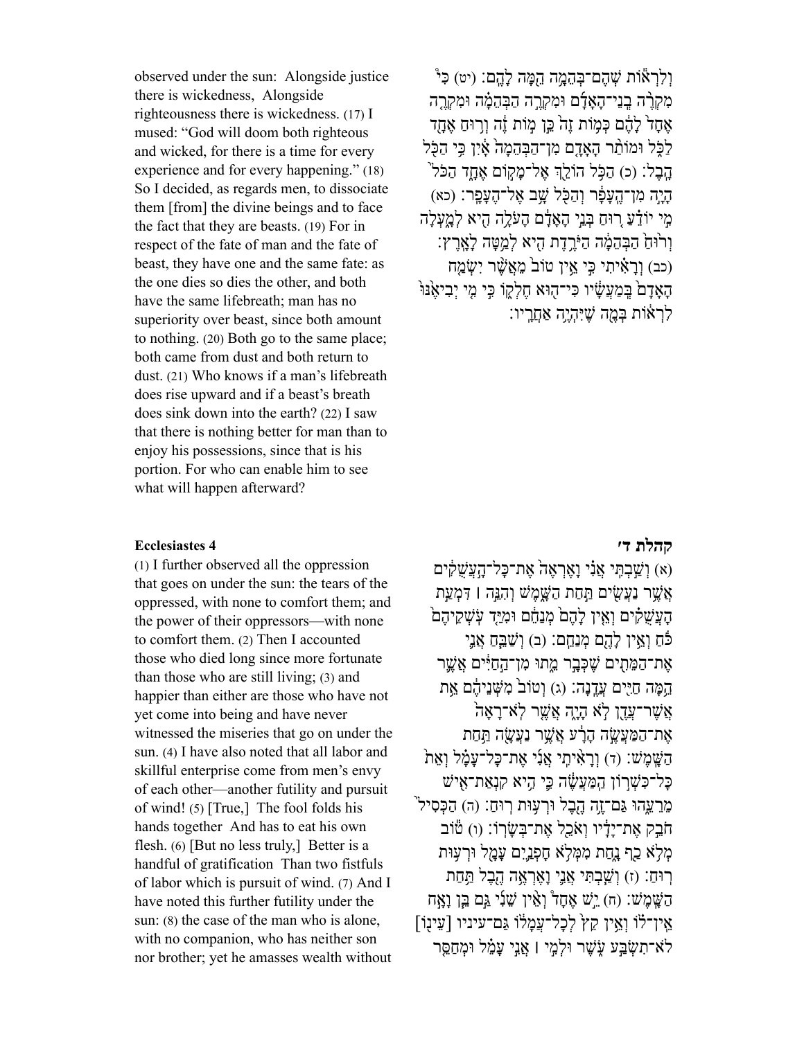observed under the sun: Alongside justice there is wickedness, Alongside righteousness there is wickedness. (17) I mused: "God will doom both righteous and wicked, for there is a time for every experience and for every happening." (18) So I decided, as regards men, to dissociate them [from] the divine beings and to face the fact that they are beasts. (19) For in respect of the fate of man and the fate of beast, they have one and the same fate: as the one dies so dies the other, and both have the same lifebreath; man has no superiority over beast, since both amount to nothing. (20) Both go to the same place; both came from dust and both return to dust. (21) Who knows if a man's lifebreath does rise upward and if a beast's breath does sink down into the earth? (22) I saw that there is nothing better for man than to enjoy his possessions, since that is his portion. For who can enable him to see what will happen afterward?

וְלִרְא֕וֹת שְׁהֶם־בְּהֵמָ֥ה הֵ֖מָּה לָהֶֽם׃ (יט) כִּי֩ מִקְרֶ֨ה בְנֵי־הָאָדָ֜ם וּמִקְרֶ֣ה הַבְּהֵמָ֗ה וּמִקְרֶ֤ה אֶחָד֙ לָהֶ֔ם כְּמ֥וֹת זֶה֙ כֵּ֣ן מ֣וֹת זֶ֔ה וְר֥וּחַ אֶחָ֖ד לַכֹּ֑ל וּמוֹתַ֨ר הָאָדָ֤ם מִן־הַבְּהֵמָה֙ אָ֔יִן כִּ֥י הַכֹּ֖ל הָֽבֶל׃ (כ) הַכֹּ֥ל הוֹלֵ֖ךְ אֶל־מָק֣וֹם אֶחָ֑ד הַכֹּל֙ הָיָ֣ה מִן־הֶֽעָפָ֔ר וְהַכֹּ֖ל שָׁ֥ב אֶל־הֶעָפָֽר׃ (כא) מִ֣י יוֹדֵ֗עַ ר֚וּחַ בְּנֵ֣י הָאָדָ֔ם הָעֹלָ֥ה הִ֖יא לְמָ֑עְלָה וְר֙וּחַ֙ הַבְּהֵמָ֔ה הַיֹּרֶ֥דֶת הִ֖יא לְמַ֥טָּה לָאָֽרֶץ׃ (כב) וְרָאִ֗יתִי כִּ֣י אֵ֥ין טוֹב֙ מֵאֲשֶׁ֨ר יִשְׂמַ֤ח הָאָדָם֙ בְּמַ֣עֲשָׂ֔יו כִּי־ה֖וּא חֶלְק֑וֹ כִּ֣י מִ֤י יְבִיאֶ֙נּוּ֙ לִרְא֔וֹת בְּמֶ֖ה שֶׁיִּהְיֶ֥ה אַחֲרָֽיו׃

**Ecclesiastes 4**

(1) I further observed all the oppression that goes on under the sun: the tears of the oppressed, with none to comfort them; and the power of their oppressors—with none to comfort them. (2) Then I accounted those who died long since more fortunate than those who are still living; (3) and happier than either are those who have not yet come into being and have never witnessed the miseries that go on under the sun. (4) I have also noted that all labor and skillful enterprise come from men's envy of each other—another futility and pursuit of wind! (5) [True,] The fool folds his hands together And has to eat his own flesh. (6) [But no less truly,] Better is a handful of gratification Than two fistfuls of labor which is pursuit of wind. (7) And I have noted this further futility under the sun: (8) the case of the man who is alone, with no companion, who has neither son nor brother; yet he amasses wealth without

**קהלת ד׳**

(א) וְשַׁ֣בְתִּֽי אֲנִ֗י וָאֶרְאֶה֙ אֶת־כָּל־הָ֣עֲשֻׁקִ֔ים אֲשֶׁ֥ר נַעֲשִׂ֖ים תַּ֣חַת הַשָּׁ֑מֶשׁ וְהִנֵּ֣ה ׀ דִּמְעַ֣ת הָעֲשֻׁקִ֗ים וְאֵ֤ין לָהֶם֙ מְנַחֵ֔ם וּמִיַּ֤ד עֹֽשְׁקֵיהֶם֙ כֹּ֔חַ וְאֵ֥ין לָהֶ֖ם מְנַחֵֽם׃ (ב) וְשַׁבֵּ֧חַ אֲנִ֛י אֶת־הַמֵּתִ֖ים שֶׁכְּבָ֣ר מֵ֑תוּ מִן־הַ֣חַיִּ֔ים אֲשֶׁ֛ר הֵ֥מָּה חַיִּ֖ים עֲדֶֽנָה׃ (ג) וְטוֹב֙ מִשְּׁנֵיהֶ֔ם אֵ֥ת אֲשֶׁר־עֲדֶ֖ן לֹ֣א הָיָ֑ה אֲשֶׁ֤ר לֹֽא־רָאָה֙ אֶת־הַמַּעֲשֶׂ֣ה הָרָ֔ע אֲשֶׁ֥ר נַעֲשָׂ֖ה תַּ֥חַת הַשָּֽׁמֶשׁ׃ (ד) וְרָאִ֨יתִֽי אֲנִ֜י אֶת־כָּל־עָמָ֗ל וְאֵת֙ כָּל־כִּשְׁר֣וֹן הַֽמַּעֲשֶׂ֔ה כִּ֛י הִ֥יא קִנְאַת־אִ֖ישׁ מֵרֵעֵ֑הוּ גַּם־זֶ֥ה הֶ֖בֶל וּרְע֥וּת רֽוּחַ׃ (ה) הַכְּסִיל֙ חֹבֵ֣ק אֶת־יָדָ֔יו וְאֹכֵ֖ל אֶת־בְּשָׂרֽוֹ׃ (ו) ט֕וֹב מְלֹ֥א כַ֖ף נָ֑חַת מִמְּלֹ֥א חׇפְנַ֛יִם עָמָ֖ל וּרְע֥וּת רֽוּחַ׃ (ז) וְשַׁ֧בְתִּֽי אֲנִ֛י וָאֶרְאֶ֥ה הֶ֖בֶל תַּ֥חַת הַשָּֽׁמֶשׁ׃ (ח) יֵ֣שׁ אֶחָד֩ וְאֵ֨ין שֵׁנִ֜י גַּ֣ם בֵּ֧ן וָאָ֣ח אֵֽין־ל֗וֹ וְאֵ֥ין קֵץ֙ לְכׇל־עֲמָל֔וֹ גַּם־עיניו [עֵינ֖וֹ] לֹא־תִשְׂבַּ֣ע עֹ֑שֶׁר וּלְמִ֣י ׀ אֲנִ֣י עָמֵ֗ל וּמְחַסֵּ֤ר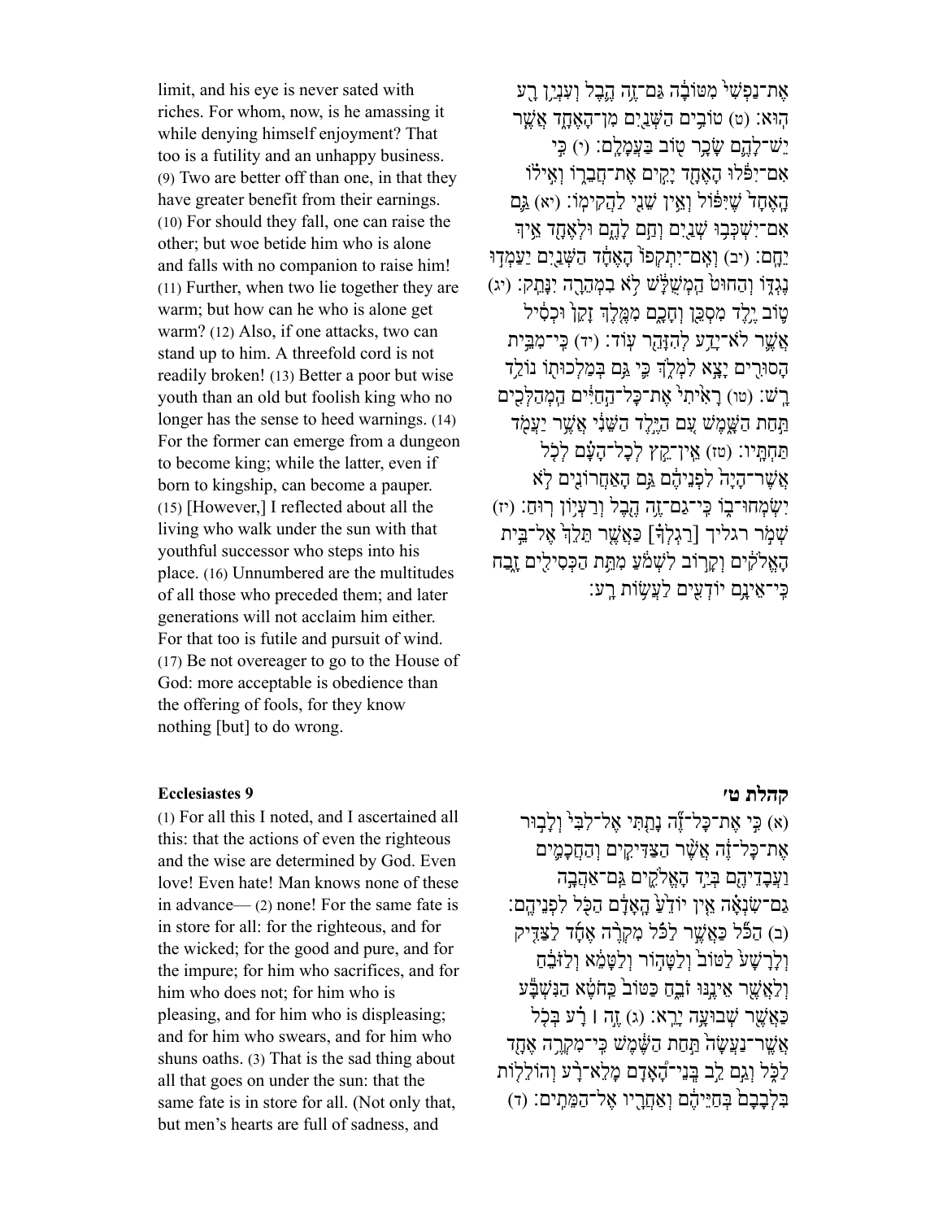limit, and his eye is never sated with riches. For whom, now, is he amassing it while denying himself enjoyment? That too is a futility and an unhappy business. (9) Two are better off than one, in that they have greater benefit from their earnings. (10) For should they fall, one can raise the other; but woe betide him who is alone and falls with no companion to raise him! (11) Further, when two lie together they are warm; but how can he who is alone get warm? (12) Also, if one attacks, two can stand up to him. A threefold cord is not readily broken! (13) Better a poor but wise youth than an old but foolish king who no longer has the sense to heed warnings. (14) For the former can emerge from a dungeon to become king; while the latter, even if born to kingship, can become a pauper. (15) [However,] I reflected about all the living who walk under the sun with that youthful successor who steps into his place. (16) Unnumbered are the multitudes of all those who preceded them; and later generations will not acclaim him either. For that too is futile and pursuit of wind. (17) Be not overeager to go to the House of God: more acceptable is obedience than the offering of fools, for they know nothing [but] to do wrong.

אֶת־נַפְשִׁי֙ מִטּוֹבָ֔ה גַּם־זֶ֥ה הֶ֛בֶל וְעִנְיַ֥ן רָ֖ע הֽוּא׃ (ט) טוֹבִ֥ים הַשְּׁנַ֖יִם מִן־הָאֶחָ֑ד אֲשֶׁ֧ר יֵשׁ־לָהֶ֛ם שָׂכָ֥ר ט֖וֹב בַּעֲמָלָֽם׃ (י) כִּ֤י אִם־יִפֹּ֔לוּ הָאֶחָ֖ד יָקִ֣ים אֶת־חֲבֵר֑וֹ וְאִ֣יל֗וֹ הָֽאֶחָד֙ שֶׁיִּפּ֔וֹל וְאֵ֥ין שֵׁנִ֖י לַהֲקִימֽוֹ׃ (יא) גַּ֛ם אִם־יִשְׁכְּב֥וּ שְׁנַ֖יִם וְחַ֣ם לָהֶ֑ם וּלְאֶחָ֖ד אֵ֥יךְ יֵחָֽם׃ (יב) וְאִֽם־יִתְקְפוֹ֙ הָאֶחָ֔ד הַשְּׁנַ֖יִם יַעַמְד֣וּ נֶגְדּ֑וֹ וְהַחוּט֙ הַֽמְשֻׁלָּ֔שׁ לֹ֥א בִמְהֵרָ֖ה יִנָּתֵֽק׃ (יג) ט֛וֹב יֶ֥לֶד מִסְכֵּ֖ן וְחָכָ֑ם מִמֶּ֤לֶךְ זָקֵן֙ וּכְסִ֔יל אֲשֶׁ֛ר לֹא־יָדַ֥ע לְהִזָּהֵ֖ר עֽוֹד׃ (יד) כִּֽי־מִבֵּ֥ית הָסוּרִ֖ים יָצָ֣א לִמְלֹ֑ךְ כִּ֛י גַּ֥ם בְּמַלְכוּת֖וֹ נוֹלַ֥ד רָֽשׁ׃ (טו) רָאִ֙יתִי֙ אֶת־כָּל־הַ֣חַיִּ֔ים הַֽמְהַלְּכִ֖ים תַּ֣חַת הַשָּׁ֑מֶשׁ עִ֚ם הַיֶּ֣לֶד הַשֵּׁנִ֔י אֲשֶׁ֥ר יַעֲמֹ֖ד תַּחְתָּֽיו׃ (טז) אֵֽין־קֵ֣ץ לְכָל־הָעָ֗ם לְכֹ֤ל אֲשֶׁר־הָיָה֙ לִפְנֵיהֶ֔ם גַּ֥ם הָאַחֲרוֹנִ֖ים לֹ֣א יִשְׂמְחוּ־ב֑וֹ כִּֽי־גַם־זֶ֥ה הֶ֖בֶל וְרַעְי֥וֹן רֽוּחַ׃ (יז) שְׁמֹ֣ר רגליך [רַגְלְךָ֗] כַּאֲשֶׁ֤ר תֵּלֵךְ֙ אֶל־בֵּ֣ית הָאֱלֹהִ֔ים וְקָר֣וֹב לִשְׁמֹ֔עַ מִתֵּ֥ת הַכְּסִילִ֖ים זָ֑בַח כִּֽי־אֵינָ֥ם יוֹדְעִ֖ים לַעֲשׂ֥וֹת רָֽע׃

## Ecclesiastes 9

(1) For all this I noted, and I ascertained all this: that the actions of even the righteous and the wise are determined by God. Even love! Even hate! Man knows none of these in advance— (2) none! For the same fate is in store for all: for the righteous, and for the wicked; for the good and pure, and for the impure; for him who sacrifices, and for him who does not; for him who is pleasing, and for him who is displeasing; and for him who swears, and for him who shuns oaths. (3) That is the sad thing about all that goes on under the sun: that the same fate is in store for all. (Not only that, but men's hearts are full of sadness, and

## קהלת ט׳

(א) כִּ֣י אֶת־כָּל־זֶ֞ה נָתַ֤תִּי אֶל־לִבִּי֙ וְלָב֣וּר אֶת־כָּל־זֶ֔ה אֲשֶׁ֧ר הַצַּדִּיקִ֛ים וְהַחֲכָמִ֥ים וַעֲבָדֵיהֶ֖ם בְּיַ֣ד הָאֱלֹהִ֑ים גַּם־אַהֲבָ֣ה גַם־שִׂנְאָ֗ה אֵ֚ין יוֹדֵ֣עַ הָֽאָדָ֔ם הַכֹּ֖ל לִפְנֵיהֶֽם׃ (ב) הַכֹּ֞ל כַּאֲשֶׁ֣ר לַכֹּ֗ל מִקְרֶ֤ה אֶחָד֙ לַצַּדִּ֣יק וְלָרָשָׁ֔ע לַטּוֹב֙ וְלַטָּה֣וֹר וְלַטָּמֵ֔א וְלַזֹּבֵ֔חַ וְלַאֲשֶׁ֖ר אֵינֶ֣נּוּ זֹבֵ֑חַ כַּטּוֹב֙ כַּֽחֹטֶ֔א הַנִּשְׁבָּ֕ע כַּאֲשֶׁ֖ר שְׁבוּעָ֥ה יָרֵֽא׃ (ג) זֶ֣ה ׀ רָ֗ע בְּכֹ֤ל אֲשֶׁר־נַעֲשָׂה֙ תַּ֣חַת הַשֶּׁ֔מֶשׁ כִּֽי־מִקְרֶ֥ה אֶחָ֖ד לַכֹּ֑ל וְגַ֣ם לֵ֣ב בְּֽנֵי־הָ֠אָדָ֠ם מָלֵא־רָ֞ע וְהוֹלֵל֤וֹת בִּלְבָבָם֙ בְּחַיֵּיהֶ֔ם וְאַחֲרָ֖יו אֶל־הַמֵּתִֽים׃ (ד)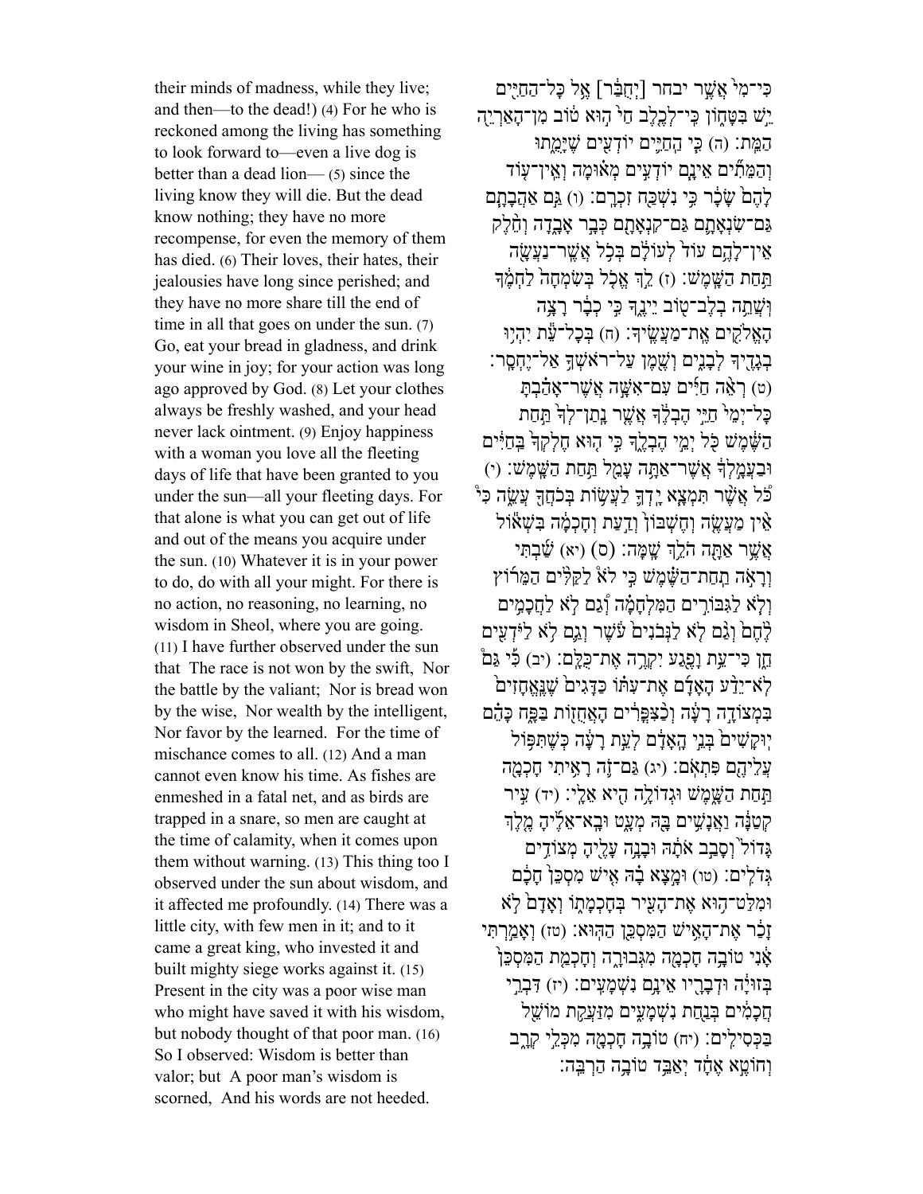their minds of madness, while they live; and then—to the dead!) (4) For he who is reckoned among the living has something to look forward to—even a live dog is better than a dead lion— (5) since the living know they will die. But the dead know nothing; they have no more recompense, for even the memory of them has died. (6) Their loves, their hates, their jealousies have long since perished; and they have no more share till the end of time in all that goes on under the sun. (7) Go, eat your bread in gladness, and drink your wine in joy; for your action was long ago approved by God. (8) Let your clothes always be freshly washed, and your head never lack ointment. (9) Enjoy happiness with a woman you love all the fleeting days of life that have been granted to you under the sun—all your fleeting days. For that alone is what you can get out of life and out of the means you acquire under the sun. (10) Whatever it is in your power to do, do with all your might. For there is no action, no reasoning, no learning, no wisdom in Sheol, where you are going. (11) I have further observed under the sun that The race is not won by the swift, Nor the battle by the valiant; Nor is bread won by the wise, Nor wealth by the intelligent, Nor favor by the learned. For the time of mischance comes to all. (12) And a man cannot even know his time. As fishes are enmeshed in a fatal net, and as birds are trapped in a snare, so men are caught at the time of calamity, when it comes upon them without warning. (13) This thing too I observed under the sun about wisdom, and it affected me profoundly. (14) There was a little city, with few men in it; and to it came a great king, who invested it and built mighty siege works against it. (15) Present in the city was a poor wise man who might have saved it with his wisdom, but nobody thought of that poor man. (16) So I observed: Wisdom is better than valor; but A poor man's wisdom is scorned, And his words are not heeded.

כִּי־מִי֙ אֲשֶׁ֣ר יבחר [יְחֻבַּ֔ר] אֶ֖ל כָּל־הַחַיִּ֑ים יֵ֣שׁ בִּטָּח֔וֹן כִּֽי־לְכֶ֤לֶב חַי֙ ה֣וּא ט֔וֹב מִן־הָאַרְיֵ֖ה הַמֵּֽת׃ (ה) כִּ֧י הַחַיִּ֛ים יוֹדְעִ֖ים שֶׁיָּמֻ֑תוּ וְהַמֵּתִ֞ים אֵינָ֧ם יוֹדְעִ֣ים מְא֗וּמָה וְאֵין־ע֤וֹד לָהֶם֙ שָׂכָ֔ר כִּ֥י נִשְׁכַּ֖ח זִכְרָֽם׃ (ו) גַּ֣ם אַהֲבָתָ֧ם גַּם־שִׂנְאָתָ֛ם גַּם־קִנְאָתָ֖ם כְּבָ֣ר אָבָ֑דָה וְחֵ֨לֶק אֵין־לָהֶ֥ם עוֹד֙ לְעוֹלָ֔ם בְּכֹ֥ל אֲשֶׁר־נַעֲשָׂ֖ה תַּ֥חַת הַשָּֽׁמֶשׁ׃ (ז) לֵ֣ךְ אֱכֹ֤ל בְּשִׂמְחָה֙ לַחְמֶ֔ךָ וּֽשֲׁתֵ֥ה בְלֶב־ט֖וֹב יֵינֶ֑ךָ כִּ֣י כְבָ֔ר רָצָ֥ה הָאֱלֹקִ֖ים אֶֽת־מַעֲשֶֽׂיךָ׃ (ח) בְּכָל־עֵ֕ת יִהְי֥וּ בְגָדֶ֖יךָ לְבָנִ֑ים וְשֶׁ֖מֶן עַל־רֹאשְׁךָ֥ אַל־יֶחְסָֽר׃ (ט) רְאֵ֨ה חַיִּ֜ים עִם־אִשָּׁ֣ה אֲשֶׁר־אָהַ֗בְתָּ כָּל־יְמֵי֙ חַיֵּ֣י הֶבְלֶ֔ךָ אֲשֶׁ֤ר נָֽתַן־לְךָ֙ תַּ֣חַת הַשֶּׁ֔מֶשׁ כֹּ֖ל יְמֵ֣י הֶבְלֶ֑ךָ כִּ֣י ה֤וּא חֶלְקְךָ֙ בַּֽחַיִּ֔ים וּבַעֲמָ֣לְךָ֔ אֲשֶׁר־אַתָּ֥ה עָמֵ֖ל תַּ֥חַת הַשָּֽׁמֶשׁ׃ (י) כֹּ֨ל אֲשֶׁ֨ר תִּמְצָ֧א יָדְךָ֛ לַעֲשׂ֥וֹת בְּכֹחֲךָ֖ עֲשֵׂ֑ה כִּי֩ אֵ֨ין מַעֲשֶׂ֜ה וְחֶשְׁבּ֗וֹן וְדַ֙עַת֙ וְחָכְמָ֔ה בִּשְׁא֕וֹל אֲשֶׁ֥ר אַתָּ֖ה הֹלֵ֥ךְ שָֽׁמָּה׃ (ס) (יא) שַׁ֜בְתִּי וְרָאֹ֣ה תַֽחַת־הַשֶּׁ֗מֶשׁ כִּ֣י לֹא֩ לַקַּלִּ֨ים הַמֵּר֜וֹץ וְלֹ֧א לַגִּבּוֹרִ֣ים הַמִּלְחָמָ֗ה וְ֠גַם לֹ֣א לַחֲכָמִ֥ים לֶ֙חֶם֙ וְגַ֨ם לֹ֤א לַנְּבֹנִים֙ עֹ֔שֶׁר וְגַ֛ם לֹ֥א לַיֹּדְעִ֖ים חֵ֑ן כִּי־עֵ֥ת וָפֶ֖גַע יִקְרֶ֥ה אֶת־כֻּלָּֽם׃ (יב) כִּ֡י גַּם֩ לֹֽא־יֵדַ֨ע הָאָדָ֜ם אֶת־עִתּ֗וֹ כַּדָּגִים֙ שֶׁנֶּֽאֱחָזִים֙ בִּמְצוֹדָ֣ה רָעָ֔ה וְכַ֨צִּפֳּרִ֔ים הָאֲחֻז֖וֹת בַּפָּ֑ח כָּהֵ֗ם יֽוּקָשִׁים֙ בְּנֵ֣י הָאָדָ֔ם לְעֵ֣ת רָעָ֔ה כְּשֶׁתִּפּ֥וֹל עֲלֵיהֶ֖ם פִּתְאֹֽם׃ (יג) גַּם־זֹ֛ה רָאִ֥יתִי חָכְמָ֖ה תַּ֣חַת הַשָּׁ֑מֶשׁ וּגְדוֹלָ֥ה הִ֖יא אֵלָֽי׃ (יד) עִ֣יר קְטַנָּ֔ה וַאֲנָשִׁ֥ים בָּ֖הּ מְעָ֑ט וּבָֽא־אֵלֶ֜יהָ מֶ֤לֶךְ גָּדוֹל֙ וְסָבַ֣ב אֹתָ֔הּ וּבָנָ֣ה עָלֶ֔יהָ מְצוֹדִ֖ים גְּדֹלִֽים׃ (טו) וּמָ֣צָא בָ֗הּ אִ֤ישׁ מִסְכֵּן֙ חָכָ֔ם וּמִלַּט־ה֥וּא אֶת־הָעִ֖יר בְּחָכְמָת֑וֹ וְאָדָם֙ לֹ֣א זָכַ֔ר אֶת־הָאִ֥ישׁ הַמִּסְכֵּ֖ן הַהֽוּא׃ (טז) וְאָמַ֣רְתִּי אָ֔נִי טוֹבָ֥ה חָכְמָ֖ה מִגְּבוּרָ֑ה וְחָכְמַ֤ת הַמִּסְכֵּן֙ בְּזוּיָ֔ה וּדְבָרָ֖יו אֵינָ֥ם נִשְׁמָעִֽים׃ (יז) דִּבְרֵ֣י חֲכָמִ֔ים בְּנַ֖חַת נִשְׁמָעִ֑ים מִזַּעֲקַ֥ת מוֹשֵׁ֖ל בַּכְּסִילִֽים׃ (יח) טוֹבָ֥ה חָכְמָ֖ה מִכְּלֵ֣י קְרָ֑ב וְחוֹטֶ֣א אֶחָ֔ד יְאַבֵּ֖ד טוֹבָ֥ה הַרְבֵּֽה׃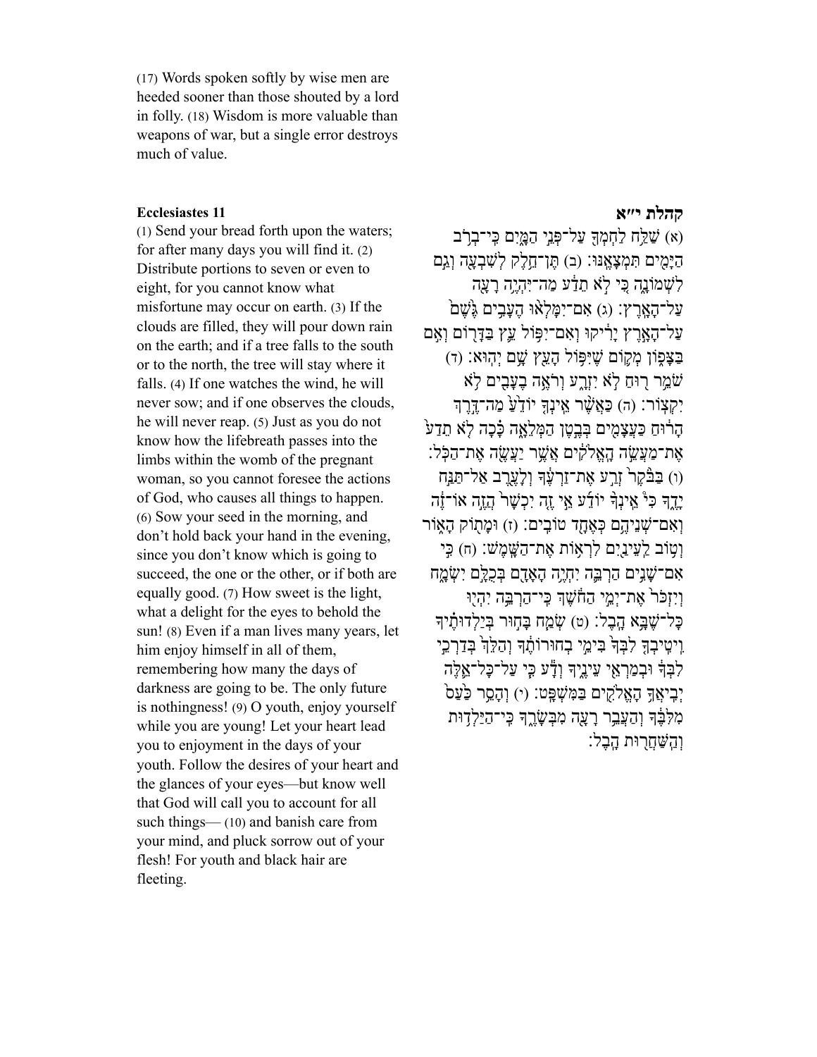(17) Words spoken softly by wise men are heeded sooner than those shouted by a lord in folly. (18) Wisdom is more valuable than weapons of war, but a single error destroys much of value.

**Ecclesiastes 11**

(1) Send your bread forth upon the waters; for after many days you will find it. (2) Distribute portions to seven or even to eight, for you cannot know what misfortune may occur on earth. (3) If the clouds are filled, they will pour down rain on the earth; and if a tree falls to the south or to the north, the tree will stay where it falls. (4) If one watches the wind, he will never sow; and if one observes the clouds, he will never reap. (5) Just as you do not know how the lifebreath passes into the limbs within the womb of the pregnant woman, so you cannot foresee the actions of God, who causes all things to happen. (6) Sow your seed in the morning, and don't hold back your hand in the evening, since you don't know which is going to succeed, the one or the other, or if both are equally good. (7) How sweet is the light, what a delight for the eyes to behold the sun! (8) Even if a man lives many years, let him enjoy himself in all of them, remembering how many the days of darkness are going to be. The only future is nothingness! (9) O youth, enjoy yourself while you are young! Let your heart lead you to enjoyment in the days of your youth. Follow the desires of your heart and the glances of your eyes—but know well that God will call you to account for all such things— (10) and banish care from your mind, and pluck sorrow out of your flesh! For youth and black hair are fleeting.

**קהלת י״א**

(א) שַׁלַּח לַחְמְךָ עַל־פְּנֵי הַמָּיִם כִּֽי־בְרֹב הַיָּמִים תִּמְצָאֶֽנּוּ׃ (ב) תֶּן־חֵלֶק לְשִׁבְעָה וְגַם לִשְׁמוֹנָה כִּי לֹא תֵדַע מַה־יִּהְיֶה רָעָה עַל־הָאָֽרֶץ׃ (ג) אִם־יִמָּלְאוּ הֶעָבִים גֶּשֶׁם עַל־הָאָרֶץ יָרִיקוּ וְאִם־יִפּוֹל עֵץ בַּדָּרוֹם וְאִם בַּצָּפוֹן מְקוֹם שֶׁיִּפּוֹל הָעֵץ שָׁם יְהֽוּא׃ (ד) שֹׁמֵר רוּחַ לֹא יִזְרָע וְרֹאֶה בֶעָבִים לֹא יִקְצֽוֹר׃ (ה) כַּאֲשֶׁר אֵינְךָ יוֹדֵעַ מַה־דֶּרֶךְ הָרוּחַ כַּעֲצָמִים בְּבֶטֶן הַמְּלֵאָה כָּכָה לֹא תֵדַע אֶת־מַעֲשֵׂה הָאֱלֹהִים אֲשֶׁר יַעֲשֶׂה אֶת־הַכֹּֽל׃ (ו) בַּבֹּקֶר זְרַע אֶת־זַרְעֶךָ וְלָעֶרֶב אַל־תַּנַּח יָדֶךָ כִּי אֵינְךָ יוֹדֵעַ אֵי זֶה יִכְשַׁר הֲזֶה אוֹ־זֶה וְאִם־שְׁנֵיהֶם כְּאֶחָד טוֹבִֽים׃ (ז) וּמָתוֹק הָאוֹר וְטוֹב לַעֵינַיִם לִרְאוֹת אֶת־הַשָּֽׁמֶשׁ׃ (ח) כִּי אִם־שָׁנִים הַרְבֵּה יִחְיֶה הָאָדָם בְּכֻלָּם יִשְׂמָח וְיִזְכֹּר אֶת־יְמֵי הַחֹשֶׁךְ כִּֽי־הַרְבֵּה יִהְיוּ כָּל־שֶׁבָּא הָֽבֶל׃ (ט) שְׂמַח בָּחוּר בְּיַלְדוּתֶיךָ וִיטִיבְךָ לִבְּךָ בִּימֵי בְחוּרוֹתֶךָ וְהַלֵּךְ בְּדַרְכֵי לִבְּךָ וּבְמַרְאֵי עֵינֶיךָ וְדָע כִּי עַל־כָּל־אֵלֶּה יְבִיאֲךָ הָאֱלֹהִים בַּמִּשְׁפָּֽט׃ (י) וְהָסֵר כַּעַס מִלִּבֶּךָ וְהַעֲבֵר רָעָה מִבְּשָׂרֶךָ כִּֽי־הַיַּלְדוּת וְהַשַּׁחֲרוּת הָֽבֶל׃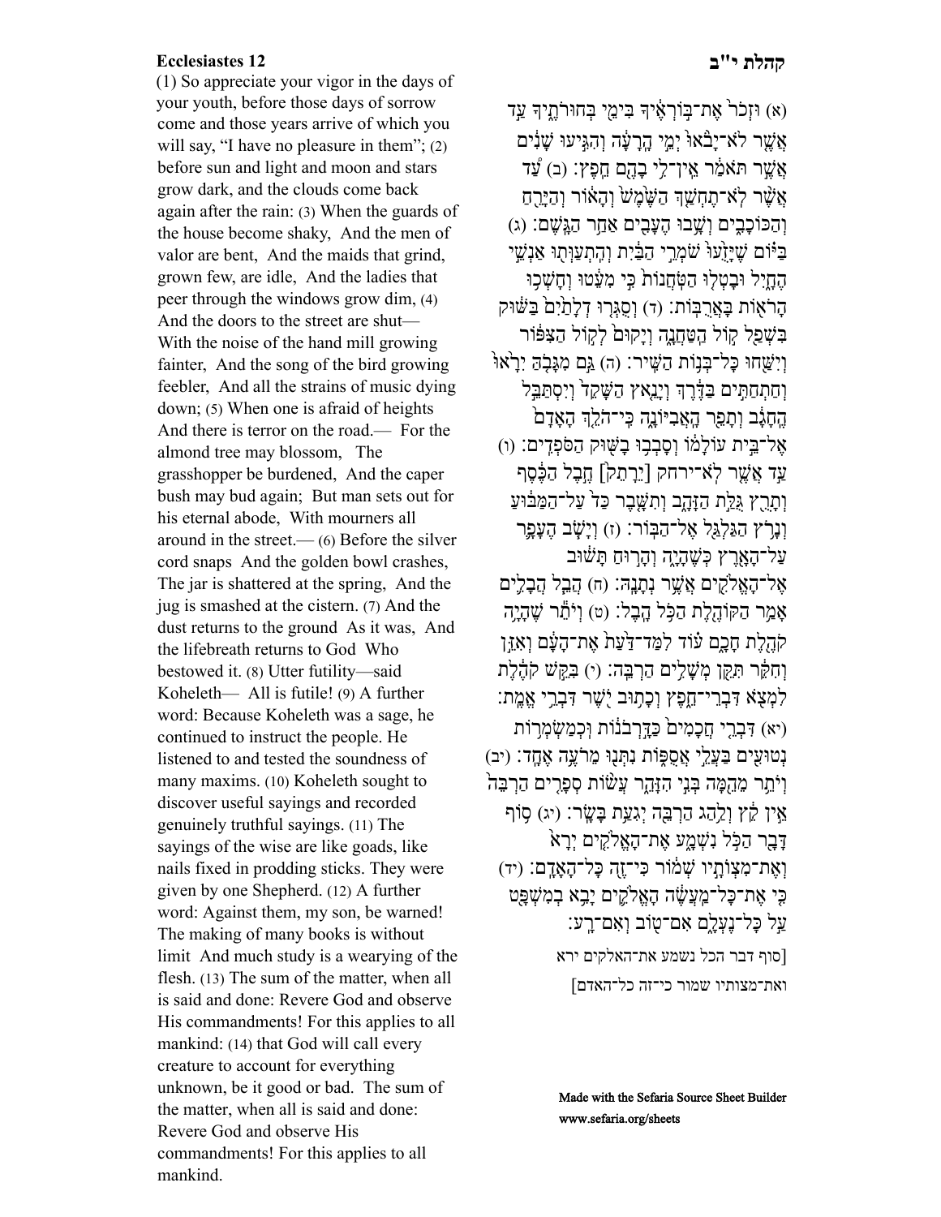## Ecclesiastes 12

(1) So appreciate your vigor in the days of your youth, before those days of sorrow come and those years arrive of which you will say, “I have no pleasure in them”; (2) before sun and light and moon and stars grow dark, and the clouds come back again after the rain: (3) When the guards of the house become shaky, And the men of valor are bent, And the maids that grind, grown few, are idle, And the ladies that peer through the windows grow dim, (4) And the doors to the street are shut— With the noise of the hand mill growing fainter, And the song of the bird growing feebler, And all the strains of music dying down; (5) When one is afraid of heights And there is terror on the road.— For the almond tree may blossom, The grasshopper be burdened, And the caper bush may bud again; But man sets out for his eternal abode, With mourners all around in the street.— (6) Before the silver cord snaps And the golden bowl crashes, The jar is shattered at the spring, And the jug is smashed at the cistern. (7) And the dust returns to the ground As it was, And the lifebreath returns to God Who bestowed it. (8) Utter futility—said Koheleth— All is futile! (9) A further word: Because Koheleth was a sage, he continued to instruct the people. He listened to and tested the soundness of many maxims. (10) Koheleth sought to discover useful sayings and recorded genuinely truthful sayings. (11) The sayings of the wise are like goads, like nails fixed in prodding sticks. They were given by one Shepherd. (12) A further word: Against them, my son, be warned! The making of many books is without limit And much study is a wearying of the flesh. (13) The sum of the matter, when all is said and done: Revere God and observe His commandments! For this applies to all mankind: (14) that God will call every creature to account for everything unknown, be it good or bad. The sum of the matter, when all is said and done: Revere God and observe His commandments! For this applies to all mankind.

## קהלת י"ב

(א) וּזְכֹר֙ אֶת־בּ֣וֹרְאֶ֔יךָ בִּימֵ֖י בְּחוּרֹתֶ֑יךָ עַ֣ד אֲשֶׁ֤ר לֹא־יָבֹ֙אוּ֙ יְמֵ֣י הָֽרָעָ֔ה וְהִגִּ֣יעוּ שָׁנִ֔ים אֲשֶׁ֣ר תֹּאמַ֔ר אֵֽין־לִ֥י בָהֶ֖ם חֵֽפֶץ׃ (ב) עַ֣ד אֲשֶׁ֤ר לֹֽא־תֶחְשַׁךְ֙ הַשֶּׁ֔מֶשׁ וְהָא֕וֹר וְהַיָּרֵ֖חַ וְהַכּוֹכָבִ֑ים וְשָׁ֥בוּ הֶעָבִ֖ים אַחַ֥ר הַגָּֽשֶׁם׃ (ג) בַּיּ֗וֹם שֶׁיָּזֻ֙עוּ֙ שֹׁמְרֵ֣י הַבַּ֔יִת וְהִֽתְעַוְּת֖וּ אַנְשֵׁ֣י הֶחָ֑יִל וּבָטְל֤וּ הַטֹּֽחֲנוֹת֙ כִּ֣י מִעֵ֔טוּ וְחָשְׁכ֥וּ הָרֹא֖וֹת בָּאֲרֻבּֽוֹת׃ (ד) וְסֻגְּר֤וּ דְלָתַ֙יִם֙ בַּשּׁ֔וּק בִּשְׁפַ֖ל ק֣וֹל הַֽטַּחֲנָ֑ה וְיָקוּם֙ לְק֣וֹל הַצִּפּ֔וֹר וְיִשַּׁ֖חוּ כָּל־בְּנ֥וֹת הַשִּֽׁיר׃ (ה) גַּ֣ם מִגָּבֹ֤הַּ יִרָ֙אוּ֙ וְחַתְחַתִּ֣ים בַּדֶּ֔רֶךְ וְיָנֵ֤אץ הַשָּׁקֵד֙ וְיִסְתַּבֵּ֣ל הֶֽחָגָ֔ב וְתָפֵ֖ר הָֽאֲבִיּוֹנָ֑ה כִּֽי־הֹלֵ֤ךְ הָֽאָדָם֙ אֶל־בֵּ֣ית עוֹלָמ֔וֹ וְסָבְב֥וּ בַשּׁ֖וּק הַסֹּפְדִֽים׃ (ו) עַ֣ד אֲשֶׁ֤ר לֹֽא־ירחק [יֵרָתֵק֙] חֶ֣בֶל הַכֶּ֔סֶף וְתָרֻ֖ץ גֻּלַּ֣ת הַזָּהָ֑ב וְתִשָּׁ֤בֶר כַּד֙ עַל־הַמַּבּ֔וּעַ וְנָרֹ֥ץ הַגַּלְגַּ֖ל אֶל־הַבּֽוֹר׃ (ז) וְיָשֹׁ֥ב הֶעָפָ֛ר עַל־הָאָ֖רֶץ כְּשֶׁ֑הָיָה וְהָר֣וּחַ תָּשׁ֔וּב אֶל־הָאֱלֹקִ֖ים אֲשֶׁ֥ר נְתָנָֽהּ׃ (ח) הֲבֵ֧ל הֲבָלִ֛ים אָמַ֥ר הַקּוֹהֶ֖לֶת הַכֹּ֥ל הָֽבֶל׃ (ט) וְיֹתֵ֕ר שֶׁהָיָ֥ה קֹהֶ֖לֶת חָכָ֑ם ע֗וֹד לִמַּד־דַּ֙עַת֙ אֶת־הָעָ֔ם וְאִזֵּ֣ן וְחִקֵּ֔ר תִּקֵּ֖ן מְשָׁלִ֥ים הַרְבֵּֽה׃ (י) בִּקֵּ֣שׁ קֹהֶ֔לֶת לִמְצֹ֖א דִּבְרֵי־חֵ֑פֶץ וְכָת֣וּב יֹ֔שֶׁר דִּבְרֵ֖י אֱמֶֽת׃ (יא) דִּבְרֵ֤י חֲכָמִים֙ כַּדָּ֣רְבֹנ֔וֹת וּֽכְמַשְׂמְר֖וֹת נְטוּעִ֑ים בַּעֲלֵ֣י אֲסֻפּ֔וֹת נִתְּנ֖וּ מֵרֹעֶ֥ה אֶחָֽד׃ (יב) וְיֹתֵ֥ר מֵהֵ֖מָּה בְּנִ֣י הִזָּהֵ֑ר עֲשׂ֨וֹת סְפָרִ֤ים הַרְבֵּה֙ אֵ֣ין קֵ֔ץ וְלַ֥הַג הַרְבֵּ֖ה יְגִעַ֥ת בָּשָֽׂר׃ (יג) ס֥וֹף דָּבָ֖ר הַכֹּ֣ל נִשְׁמָ֑ע אֶת־הָאֱלֹקִ֤ים יְרָא֙ וְאֶת־מִצְוֺתָ֣יו שְׁמ֔וֹר כִּי־זֶ֖ה כָּל־הָאָדָֽם׃ (יד) כִּ֤י אֶת־כָּל־מַֽעֲשֶׂ֔ה הָאֱלֹקִ֛ים יָבִ֥א בְמִשְׁפָּ֖ט עַ֣ל כָּל־נֶעְלָ֑ם אִם־ט֖וֹב וְאִם־רָֽע׃

[סוף דבר הכל נשמע את־האלקים ירא ואת־מצותיו שמור כי־זה כל־האדם]

Made with the Sefaria Source Sheet Builder
www.sefaria.org/sheets